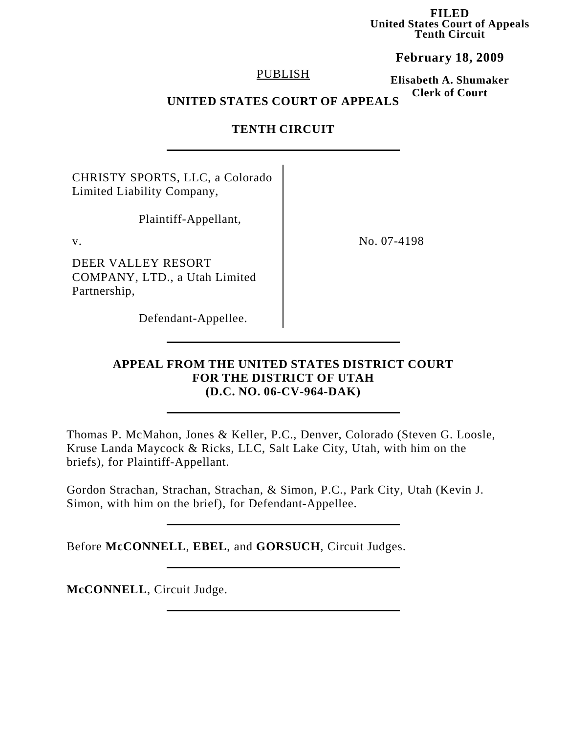**FILED**
**United States Court of Appeals**
**Tenth Circuit**

**February 18, 2009**

**Elisabeth A. Shumaker**
**Clerk of Court**

PUBLISH

**UNITED STATES COURT OF APPEALS**

**TENTH CIRCUIT**

---

CHRISTY SPORTS, LLC, a Colorado Limited Liability Company,

Plaintiff-Appellant,

v.

DEER VALLEY RESORT COMPANY, LTD., a Utah Limited Partnership,

Defendant-Appellee.

No. 07-4198

---

**APPEAL FROM THE UNITED STATES DISTRICT COURT**
**FOR THE DISTRICT OF UTAH**
**(D.C. NO. 06-CV-964-DAK)**

---

Thomas P. McMahon, Jones & Keller, P.C., Denver, Colorado (Steven G. Loosle, Kruse Landa Maycock & Ricks, LLC, Salt Lake City, Utah, with him on the briefs), for Plaintiff-Appellant.

Gordon Strachan, Strachan, Strachan, & Simon, P.C., Park City, Utah (Kevin J. Simon, with him on the brief), for Defendant-Appellee.

---

Before **McCONNELL**, **EBEL**, and **GORSUCH**, Circuit Judges.

---

**McCONNELL**, Circuit Judge.

---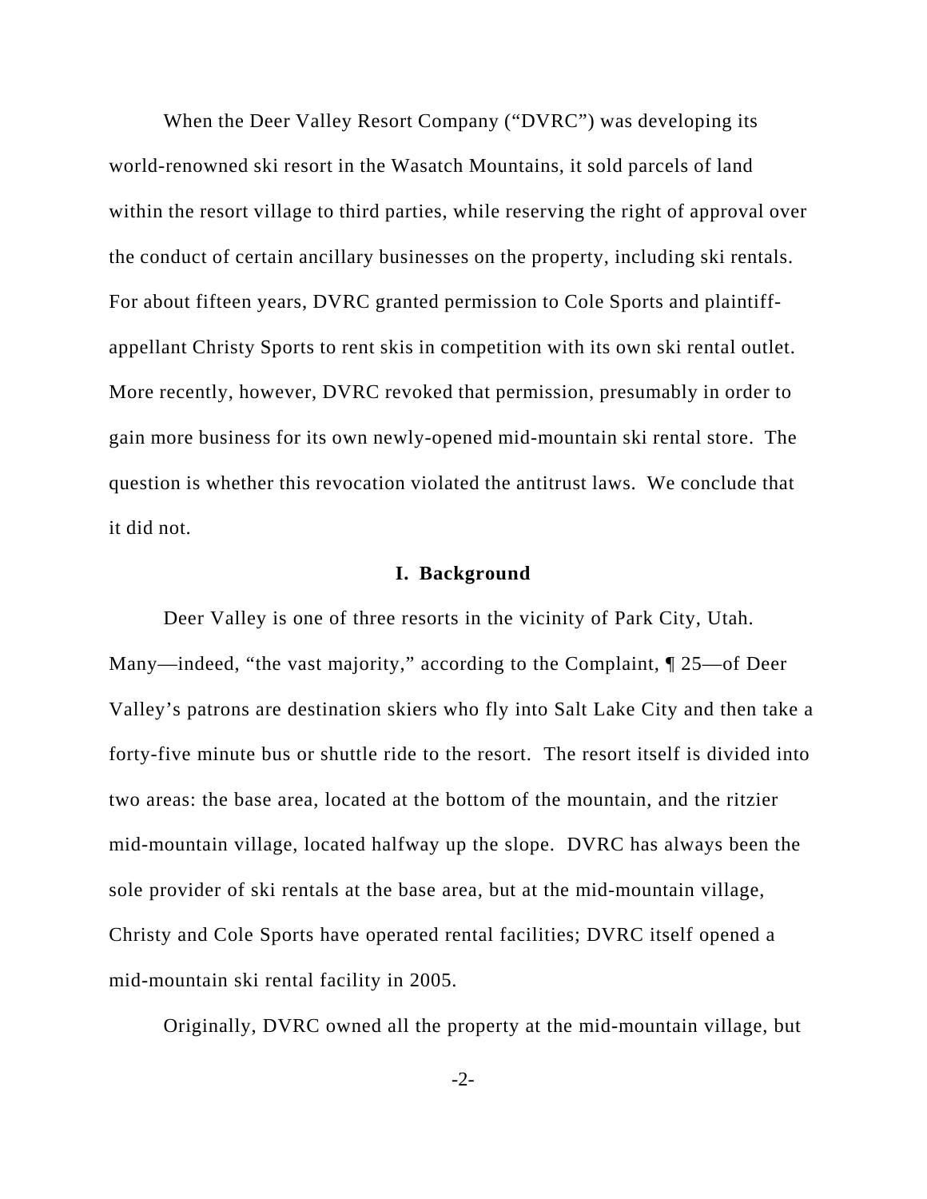When the Deer Valley Resort Company ("DVRC") was developing its world-renowned ski resort in the Wasatch Mountains, it sold parcels of land within the resort village to third parties, while reserving the right of approval over the conduct of certain ancillary businesses on the property, including ski rentals. For about fifteen years, DVRC granted permission to Cole Sports and plaintiff-appellant Christy Sports to rent skis in competition with its own ski rental outlet. More recently, however, DVRC revoked that permission, presumably in order to gain more business for its own newly-opened mid-mountain ski rental store. The question is whether this revocation violated the antitrust laws. We conclude that it did not.

## I. Background

Deer Valley is one of three resorts in the vicinity of Park City, Utah. Many—indeed, "the vast majority," according to the Complaint, ¶ 25—of Deer Valley's patrons are destination skiers who fly into Salt Lake City and then take a forty-five minute bus or shuttle ride to the resort. The resort itself is divided into two areas: the base area, located at the bottom of the mountain, and the ritzier mid-mountain village, located halfway up the slope. DVRC has always been the sole provider of ski rentals at the base area, but at the mid-mountain village, Christy and Cole Sports have operated rental facilities; DVRC itself opened a mid-mountain ski rental facility in 2005.

Originally, DVRC owned all the property at the mid-mountain village, but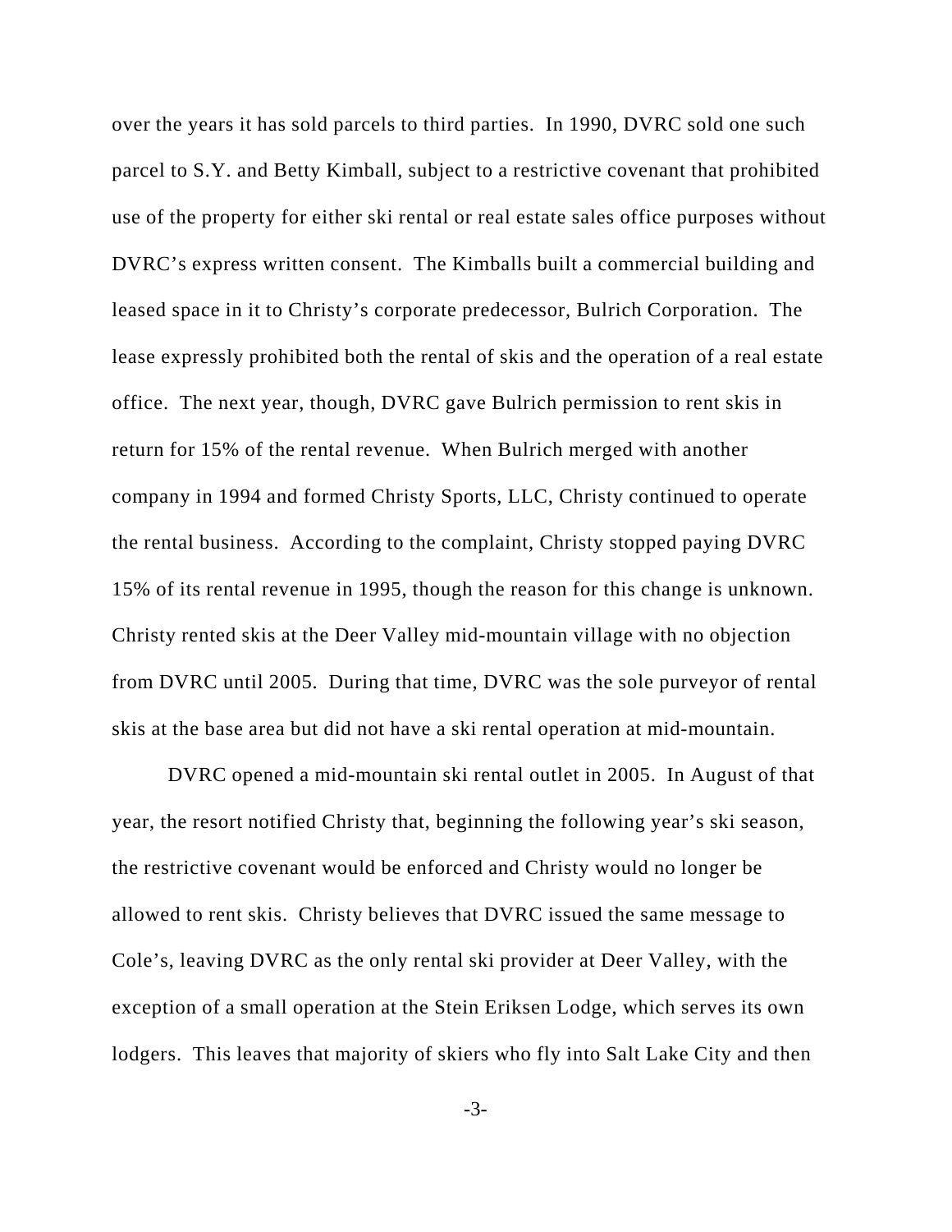over the years it has sold parcels to third parties. In 1990, DVRC sold one such parcel to S.Y. and Betty Kimball, subject to a restrictive covenant that prohibited use of the property for either ski rental or real estate sales office purposes without DVRC's express written consent. The Kimballs built a commercial building and leased space in it to Christy's corporate predecessor, Bulrich Corporation. The lease expressly prohibited both the rental of skis and the operation of a real estate office. The next year, though, DVRC gave Bulrich permission to rent skis in return for 15% of the rental revenue. When Bulrich merged with another company in 1994 and formed Christy Sports, LLC, Christy continued to operate the rental business. According to the complaint, Christy stopped paying DVRC 15% of its rental revenue in 1995, though the reason for this change is unknown. Christy rented skis at the Deer Valley mid-mountain village with no objection from DVRC until 2005. During that time, DVRC was the sole purveyor of rental skis at the base area but did not have a ski rental operation at mid-mountain.

DVRC opened a mid-mountain ski rental outlet in 2005. In August of that year, the resort notified Christy that, beginning the following year's ski season, the restrictive covenant would be enforced and Christy would no longer be allowed to rent skis. Christy believes that DVRC issued the same message to Cole's, leaving DVRC as the only rental ski provider at Deer Valley, with the exception of a small operation at the Stein Eriksen Lodge, which serves its own lodgers. This leaves that majority of skiers who fly into Salt Lake City and then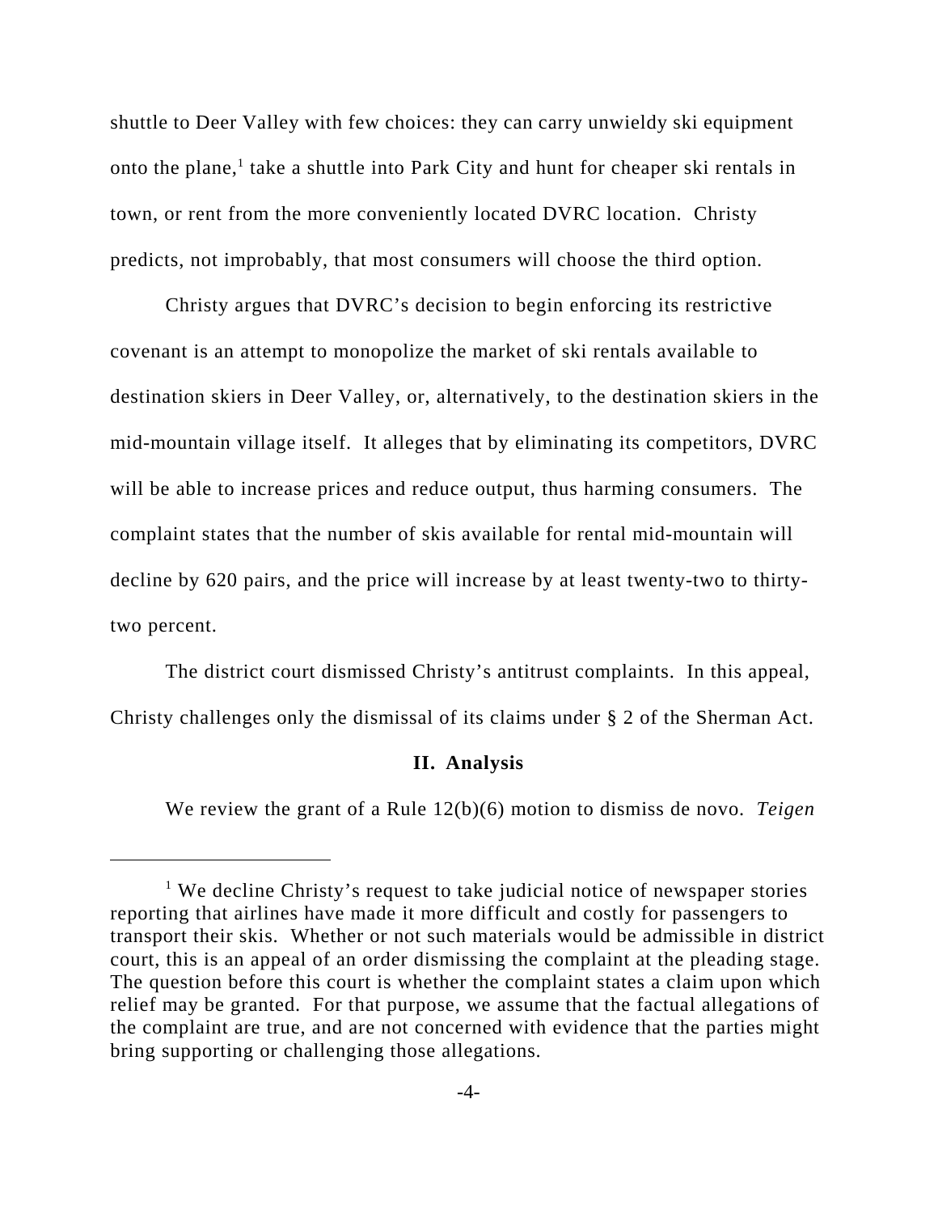shuttle to Deer Valley with few choices: they can carry unwieldy ski equipment onto the plane,[1] take a shuttle into Park City and hunt for cheaper ski rentals in town, or rent from the more conveniently located DVRC location. Christy predicts, not improbably, that most consumers will choose the third option.

Christy argues that DVRC's decision to begin enforcing its restrictive covenant is an attempt to monopolize the market of ski rentals available to destination skiers in Deer Valley, or, alternatively, to the destination skiers in the mid-mountain village itself. It alleges that by eliminating its competitors, DVRC will be able to increase prices and reduce output, thus harming consumers. The complaint states that the number of skis available for rental mid-mountain will decline by 620 pairs, and the price will increase by at least twenty-two to thirty-two percent.

The district court dismissed Christy's antitrust complaints. In this appeal, Christy challenges only the dismissal of its claims under § 2 of the Sherman Act.

## II. Analysis

We review the grant of a Rule 12(b)(6) motion to dismiss de novo. *Teigen*

---

[1] We decline Christy's request to take judicial notice of newspaper stories reporting that airlines have made it more difficult and costly for passengers to transport their skis. Whether or not such materials would be admissible in district court, this is an appeal of an order dismissing the complaint at the pleading stage. The question before this court is whether the complaint states a claim upon which relief may be granted. For that purpose, we assume that the factual allegations of the complaint are true, and are not concerned with evidence that the parties might bring supporting or challenging those allegations.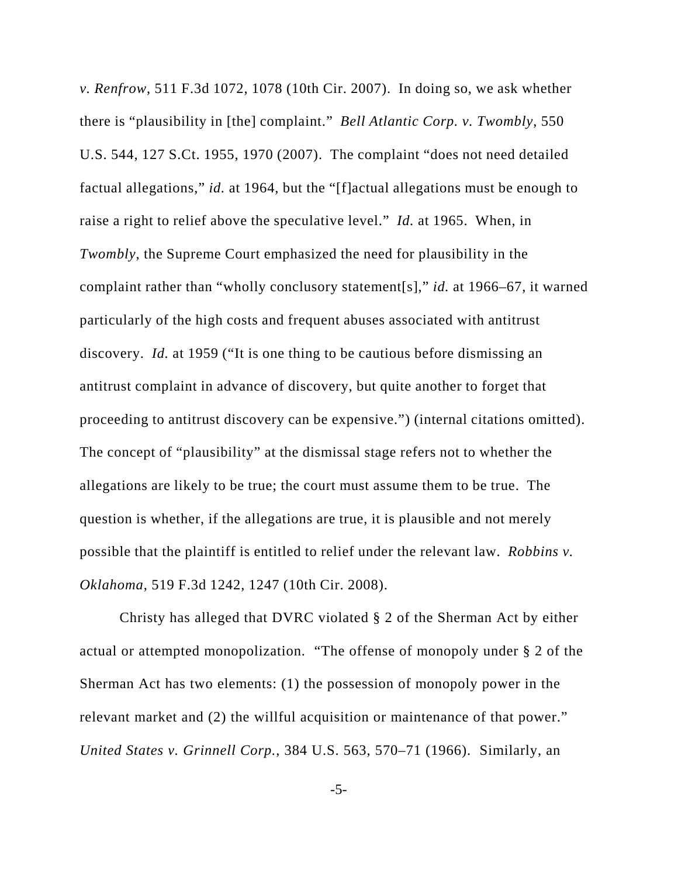*v. Renfrow*, 511 F.3d 1072, 1078 (10th Cir. 2007). In doing so, we ask whether there is "plausibility in [the] complaint." *Bell Atlantic Corp. v. Twombly*, 550 U.S. 544, 127 S.Ct. 1955, 1970 (2007). The complaint "does not need detailed factual allegations," *id.* at 1964, but the "[f]actual allegations must be enough to raise a right to relief above the speculative level." *Id.* at 1965. When, in *Twombly*, the Supreme Court emphasized the need for plausibility in the complaint rather than "wholly conclusory statement[s]," *id.* at 1966–67, it warned particularly of the high costs and frequent abuses associated with antitrust discovery. *Id.* at 1959 ("It is one thing to be cautious before dismissing an antitrust complaint in advance of discovery, but quite another to forget that proceeding to antitrust discovery can be expensive.") (internal citations omitted). The concept of "plausibility" at the dismissal stage refers not to whether the allegations are likely to be true; the court must assume them to be true. The question is whether, if the allegations are true, it is plausible and not merely possible that the plaintiff is entitled to relief under the relevant law. *Robbins v. Oklahoma*, 519 F.3d 1242, 1247 (10th Cir. 2008).

Christy has alleged that DVRC violated § 2 of the Sherman Act by either actual or attempted monopolization. "The offense of monopoly under § 2 of the Sherman Act has two elements: (1) the possession of monopoly power in the relevant market and (2) the willful acquisition or maintenance of that power." *United States v. Grinnell Corp.*, 384 U.S. 563, 570–71 (1966). Similarly, an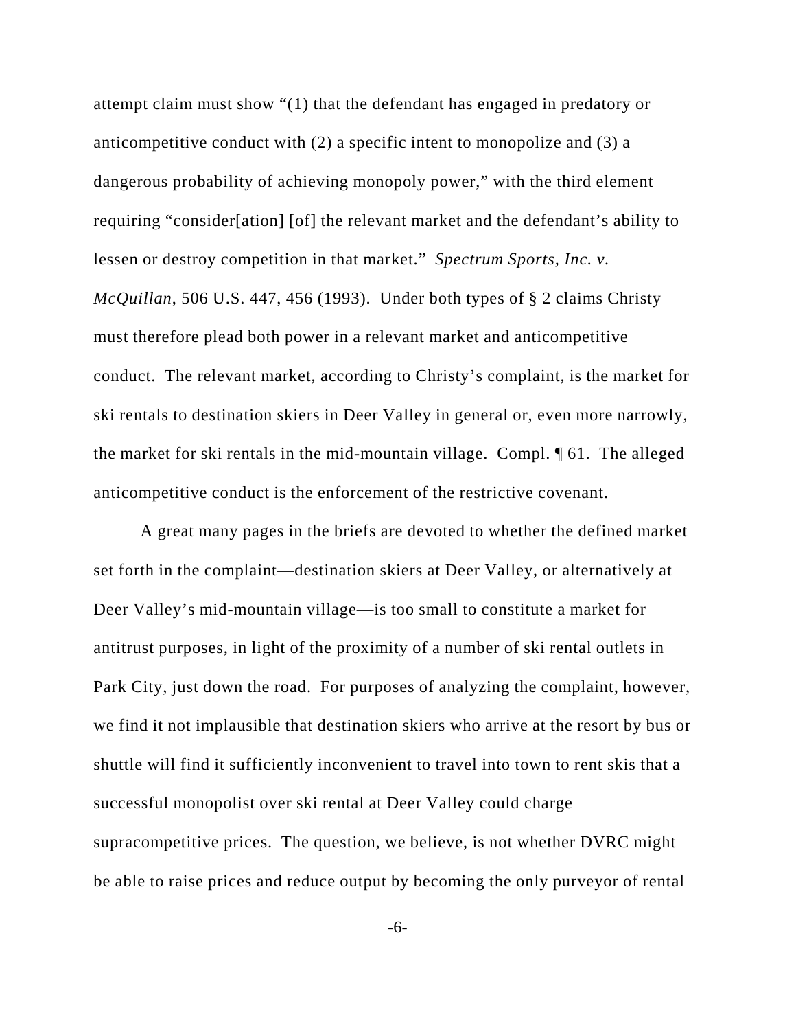attempt claim must show "(1) that the defendant has engaged in predatory or anticompetitive conduct with (2) a specific intent to monopolize and (3) a dangerous probability of achieving monopoly power," with the third element requiring "consider[ation] [of] the relevant market and the defendant's ability to lessen or destroy competition in that market." *Spectrum Sports, Inc. v. McQuillan*, 506 U.S. 447, 456 (1993). Under both types of § 2 claims Christy must therefore plead both power in a relevant market and anticompetitive conduct. The relevant market, according to Christy's complaint, is the market for ski rentals to destination skiers in Deer Valley in general or, even more narrowly, the market for ski rentals in the mid-mountain village. Compl. ¶ 61. The alleged anticompetitive conduct is the enforcement of the restrictive covenant.

A great many pages in the briefs are devoted to whether the defined market set forth in the complaint—destination skiers at Deer Valley, or alternatively at Deer Valley's mid-mountain village—is too small to constitute a market for antitrust purposes, in light of the proximity of a number of ski rental outlets in Park City, just down the road. For purposes of analyzing the complaint, however, we find it not implausible that destination skiers who arrive at the resort by bus or shuttle will find it sufficiently inconvenient to travel into town to rent skis that a successful monopolist over ski rental at Deer Valley could charge supracompetitive prices. The question, we believe, is not whether DVRC might be able to raise prices and reduce output by becoming the only purveyor of rental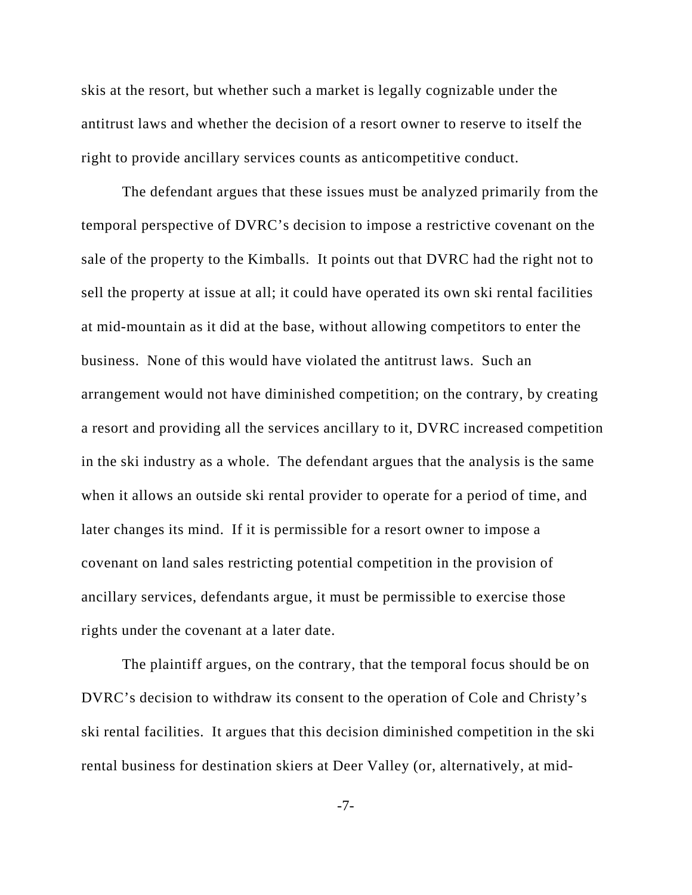skis at the resort, but whether such a market is legally cognizable under the antitrust laws and whether the decision of a resort owner to reserve to itself the right to provide ancillary services counts as anticompetitive conduct.

The defendant argues that these issues must be analyzed primarily from the temporal perspective of DVRC's decision to impose a restrictive covenant on the sale of the property to the Kimballs. It points out that DVRC had the right not to sell the property at issue at all; it could have operated its own ski rental facilities at mid-mountain as it did at the base, without allowing competitors to enter the business. None of this would have violated the antitrust laws. Such an arrangement would not have diminished competition; on the contrary, by creating a resort and providing all the services ancillary to it, DVRC increased competition in the ski industry as a whole. The defendant argues that the analysis is the same when it allows an outside ski rental provider to operate for a period of time, and later changes its mind. If it is permissible for a resort owner to impose a covenant on land sales restricting potential competition in the provision of ancillary services, defendants argue, it must be permissible to exercise those rights under the covenant at a later date.

The plaintiff argues, on the contrary, that the temporal focus should be on DVRC's decision to withdraw its consent to the operation of Cole and Christy's ski rental facilities. It argues that this decision diminished competition in the ski rental business for destination skiers at Deer Valley (or, alternatively, at mid-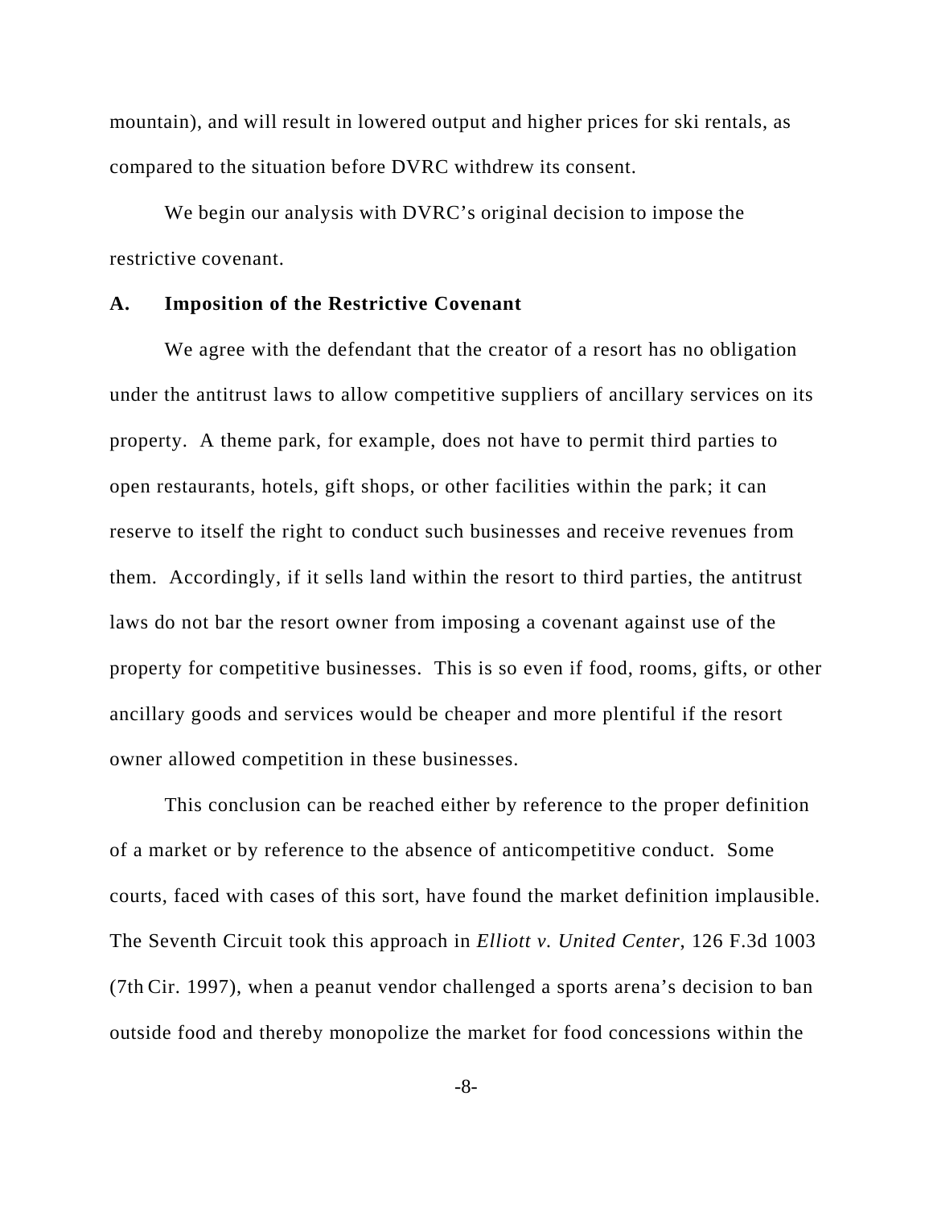mountain), and will result in lowered output and higher prices for ski rentals, as compared to the situation before DVRC withdrew its consent.

We begin our analysis with DVRC's original decision to impose the restrictive covenant.

### A. Imposition of the Restrictive Covenant

We agree with the defendant that the creator of a resort has no obligation under the antitrust laws to allow competitive suppliers of ancillary services on its property. A theme park, for example, does not have to permit third parties to open restaurants, hotels, gift shops, or other facilities within the park; it can reserve to itself the right to conduct such businesses and receive revenues from them. Accordingly, if it sells land within the resort to third parties, the antitrust laws do not bar the resort owner from imposing a covenant against use of the property for competitive businesses. This is so even if food, rooms, gifts, or other ancillary goods and services would be cheaper and more plentiful if the resort owner allowed competition in these businesses.

This conclusion can be reached either by reference to the proper definition of a market or by reference to the absence of anticompetitive conduct. Some courts, faced with cases of this sort, have found the market definition implausible. The Seventh Circuit took this approach in *Elliott v. United Center*, 126 F.3d 1003 (7th Cir. 1997), when a peanut vendor challenged a sports arena's decision to ban outside food and thereby monopolize the market for food concessions within the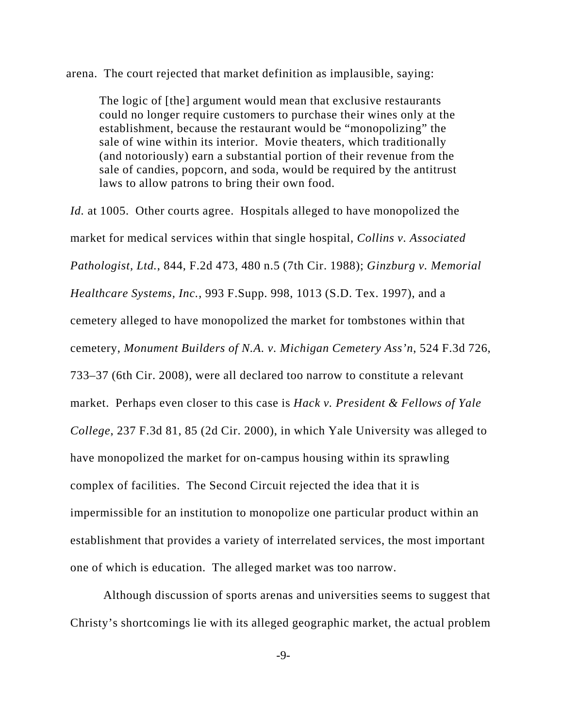arena. The court rejected that market definition as implausible, saying:

> The logic of [the] argument would mean that exclusive restaurants could no longer require customers to purchase their wines only at the establishment, because the restaurant would be "monopolizing" the sale of wine within its interior. Movie theaters, which traditionally (and notoriously) earn a substantial portion of their revenue from the sale of candies, popcorn, and soda, would be required by the antitrust laws to allow patrons to bring their own food.

*Id.* at 1005. Other courts agree. Hospitals alleged to have monopolized the market for medical services within that single hospital, *Collins v. Associated Pathologist, Ltd.*, 844, F.2d 473, 480 n.5 (7th Cir. 1988); *Ginzburg v. Memorial Healthcare Systems, Inc.*, 993 F.Supp. 998, 1013 (S.D. Tex. 1997), and a cemetery alleged to have monopolized the market for tombstones within that cemetery, *Monument Builders of N.A. v. Michigan Cemetery Ass'n*, 524 F.3d 726, 733–37 (6th Cir. 2008), were all declared too narrow to constitute a relevant market. Perhaps even closer to this case is *Hack v. President & Fellows of Yale College*, 237 F.3d 81, 85 (2d Cir. 2000), in which Yale University was alleged to have monopolized the market for on-campus housing within its sprawling complex of facilities. The Second Circuit rejected the idea that it is impermissible for an institution to monopolize one particular product within an establishment that provides a variety of interrelated services, the most important one of which is education. The alleged market was too narrow.

Although discussion of sports arenas and universities seems to suggest that Christy's shortcomings lie with its alleged geographic market, the actual problem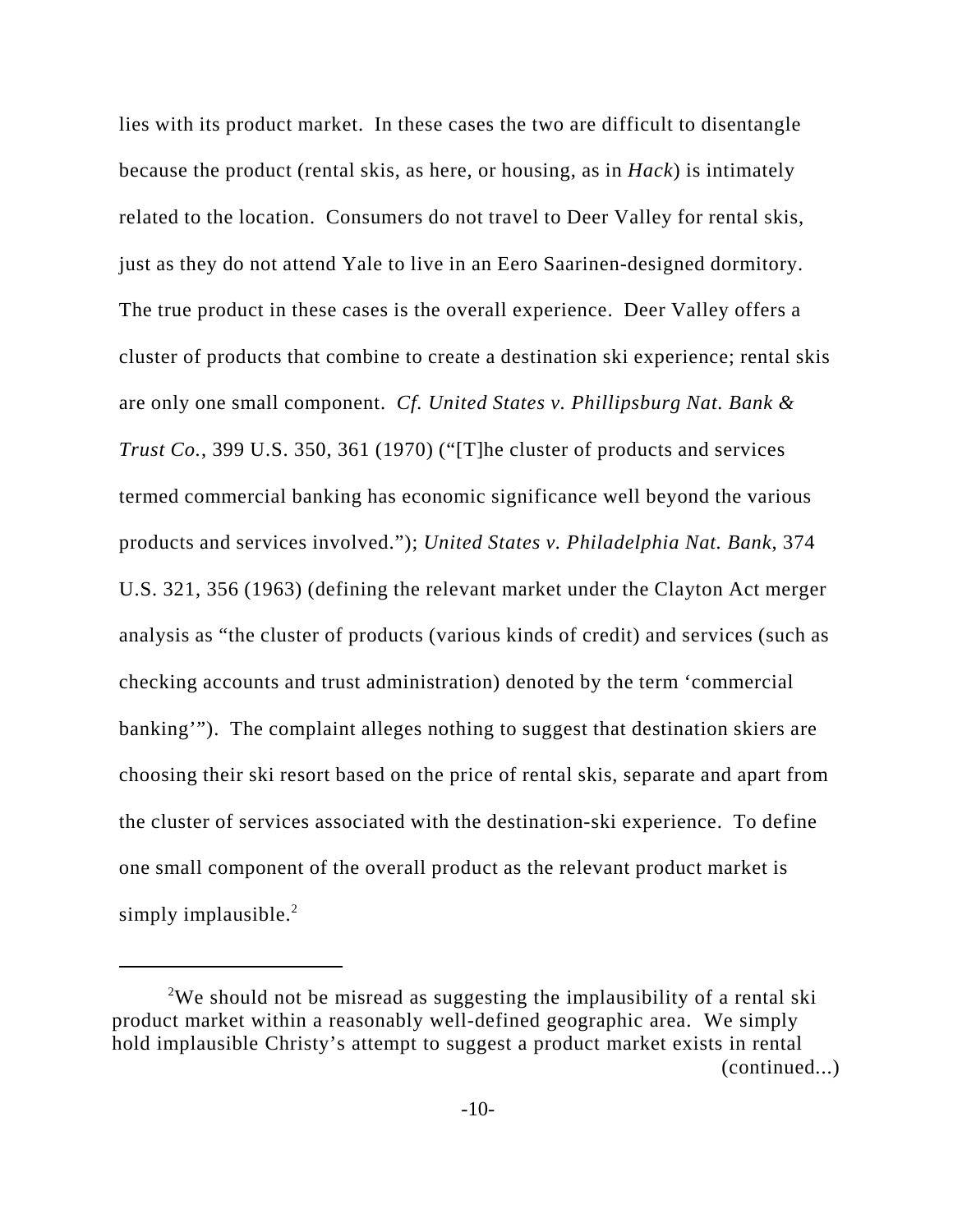lies with its product market. In these cases the two are difficult to disentangle because the product (rental skis, as here, or housing, as in *Hack*) is intimately related to the location. Consumers do not travel to Deer Valley for rental skis, just as they do not attend Yale to live in an Eero Saarinen-designed dormitory. The true product in these cases is the overall experience. Deer Valley offers a cluster of products that combine to create a destination ski experience; rental skis are only one small component. *Cf. United States v. Phillipsburg Nat. Bank & Trust Co.*, 399 U.S. 350, 361 (1970) ("[T]he cluster of products and services termed commercial banking has economic significance well beyond the various products and services involved."); *United States v. Philadelphia Nat. Bank*, 374 U.S. 321, 356 (1963) (defining the relevant market under the Clayton Act merger analysis as "the cluster of products (various kinds of credit) and services (such as checking accounts and trust administration) denoted by the term 'commercial banking'"). The complaint alleges nothing to suggest that destination skiers are choosing their ski resort based on the price of rental skis, separate and apart from the cluster of services associated with the destination-ski experience. To define one small component of the overall product as the relevant product market is simply implausible.[2]

---

[2]We should not be misread as suggesting the implausibility of a rental ski product market within a reasonably well-defined geographic area. We simply hold implausible Christy's attempt to suggest a product market exists in rental (continued...)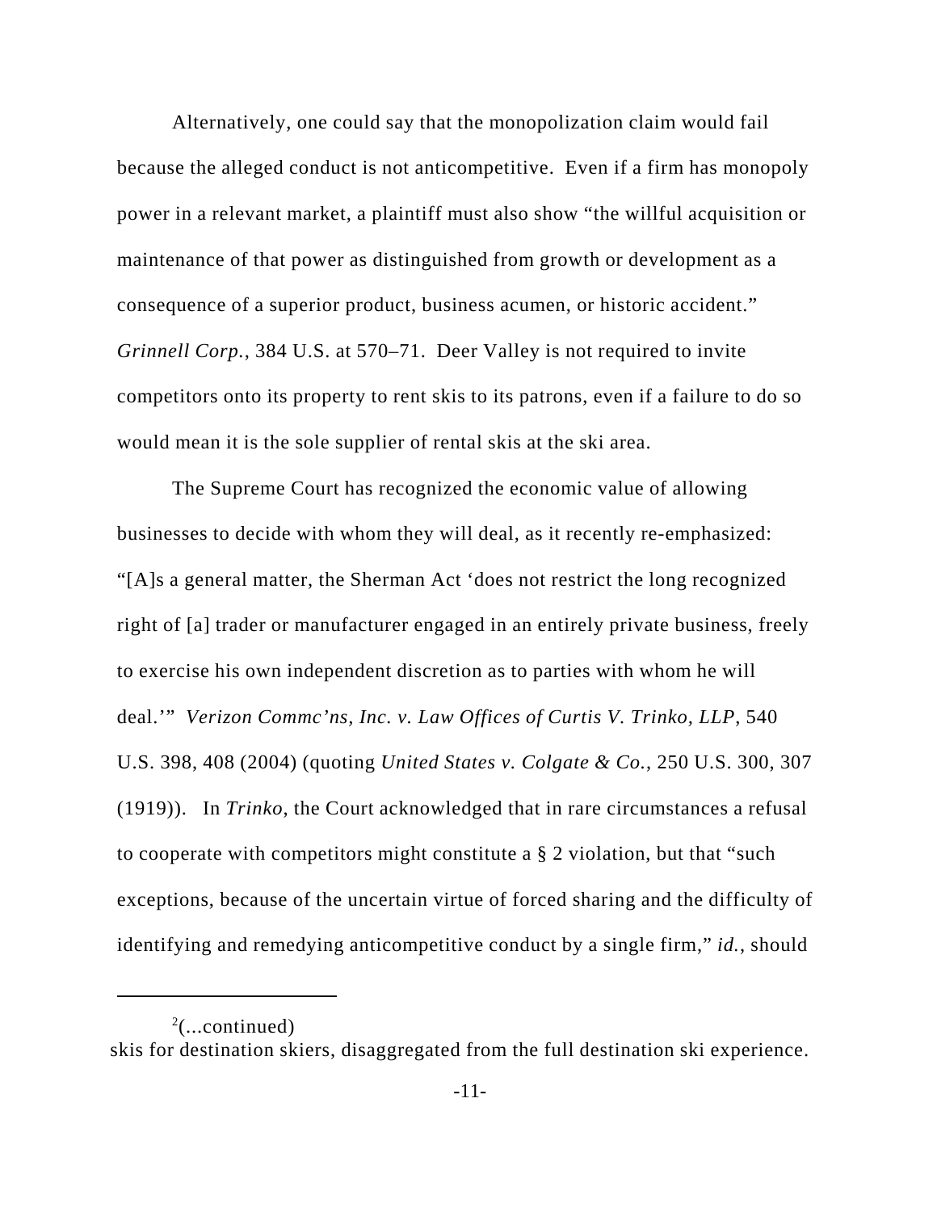Alternatively, one could say that the monopolization claim would fail because the alleged conduct is not anticompetitive. Even if a firm has monopoly power in a relevant market, a plaintiff must also show "the willful acquisition or maintenance of that power as distinguished from growth or development as a consequence of a superior product, business acumen, or historic accident." *Grinnell Corp.*, 384 U.S. at 570–71. Deer Valley is not required to invite competitors onto its property to rent skis to its patrons, even if a failure to do so would mean it is the sole supplier of rental skis at the ski area.

The Supreme Court has recognized the economic value of allowing businesses to decide with whom they will deal, as it recently re-emphasized: "[A]s a general matter, the Sherman Act 'does not restrict the long recognized right of [a] trader or manufacturer engaged in an entirely private business, freely to exercise his own independent discretion as to parties with whom he will deal.'" *Verizon Commc'ns, Inc. v. Law Offices of Curtis V. Trinko, LLP*, 540 U.S. 398, 408 (2004) (quoting *United States v. Colgate & Co.*, 250 U.S. 300, 307 (1919)). In *Trinko*, the Court acknowledged that in rare circumstances a refusal to cooperate with competitors might constitute a § 2 violation, but that "such exceptions, because of the uncertain virtue of forced sharing and the difficulty of identifying and remedying anticompetitive conduct by a single firm," *id.*, should

[2](...continued)
skis for destination skiers, disaggregated from the full destination ski experience.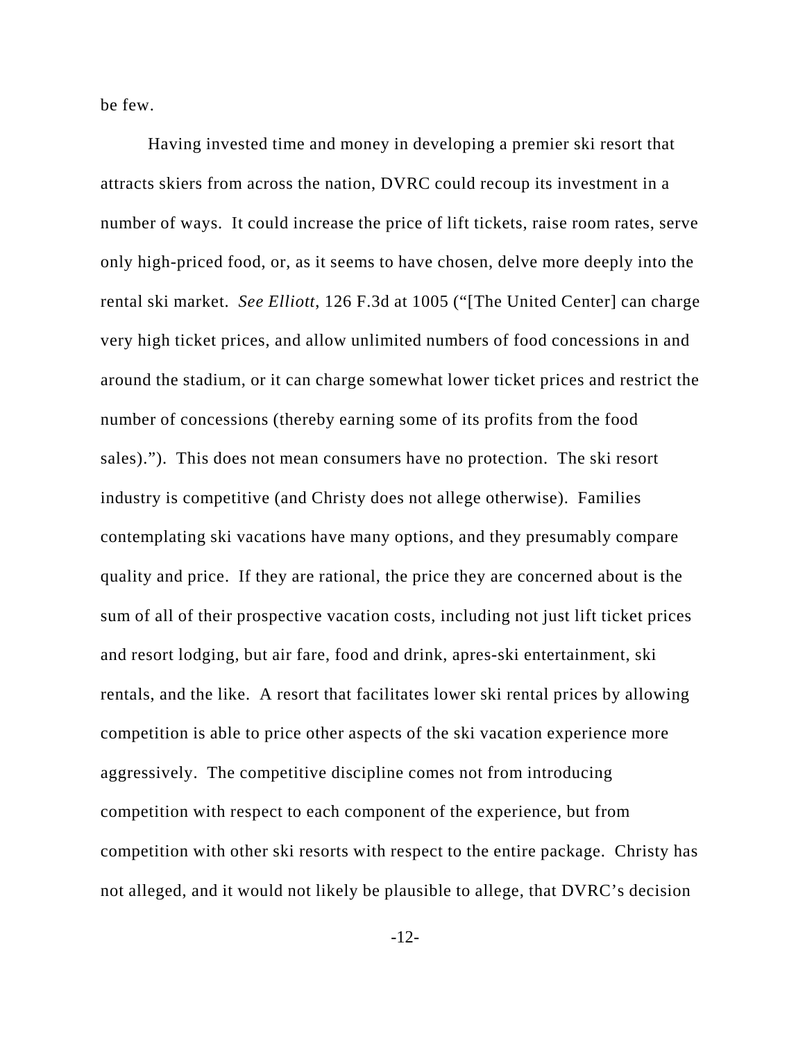be few.

Having invested time and money in developing a premier ski resort that attracts skiers from across the nation, DVRC could recoup its investment in a number of ways. It could increase the price of lift tickets, raise room rates, serve only high-priced food, or, as it seems to have chosen, delve more deeply into the rental ski market. *See Elliott*, 126 F.3d at 1005 ("[The United Center] can charge very high ticket prices, and allow unlimited numbers of food concessions in and around the stadium, or it can charge somewhat lower ticket prices and restrict the number of concessions (thereby earning some of its profits from the food sales)."). This does not mean consumers have no protection. The ski resort industry is competitive (and Christy does not allege otherwise). Families contemplating ski vacations have many options, and they presumably compare quality and price. If they are rational, the price they are concerned about is the sum of all of their prospective vacation costs, including not just lift ticket prices and resort lodging, but air fare, food and drink, apres-ski entertainment, ski rentals, and the like. A resort that facilitates lower ski rental prices by allowing competition is able to price other aspects of the ski vacation experience more aggressively. The competitive discipline comes not from introducing competition with respect to each component of the experience, but from competition with other ski resorts with respect to the entire package. Christy has not alleged, and it would not likely be plausible to allege, that DVRC's decision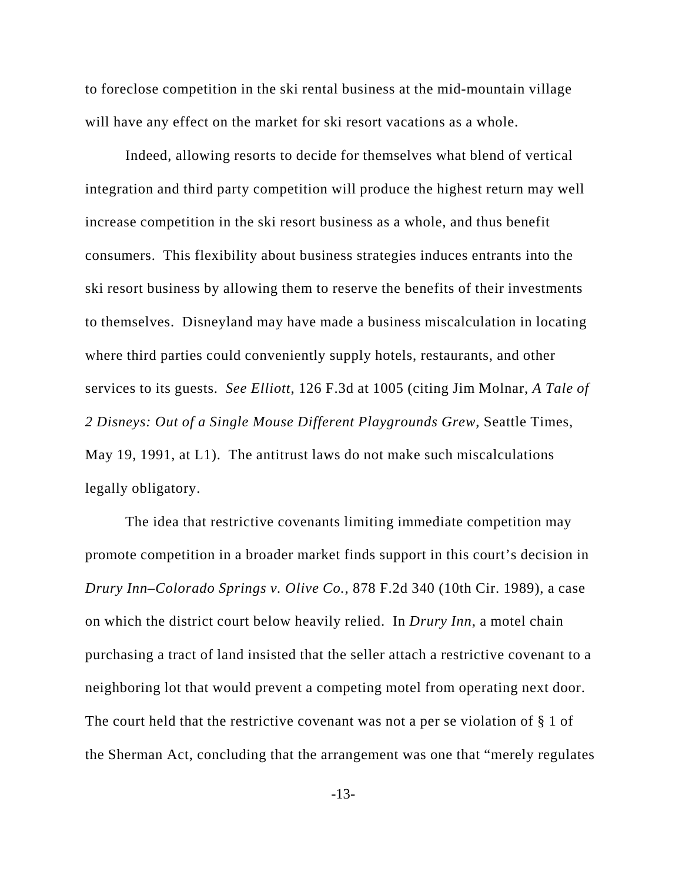to foreclose competition in the ski rental business at the mid-mountain village will have any effect on the market for ski resort vacations as a whole.

Indeed, allowing resorts to decide for themselves what blend of vertical integration and third party competition will produce the highest return may well increase competition in the ski resort business as a whole, and thus benefit consumers. This flexibility about business strategies induces entrants into the ski resort business by allowing them to reserve the benefits of their investments to themselves. Disneyland may have made a business miscalculation in locating where third parties could conveniently supply hotels, restaurants, and other services to its guests. *See Elliott*, 126 F.3d at 1005 (citing Jim Molnar, *A Tale of 2 Disneys: Out of a Single Mouse Different Playgrounds Grew,* Seattle Times, May 19, 1991, at L1). The antitrust laws do not make such miscalculations legally obligatory.

The idea that restrictive covenants limiting immediate competition may promote competition in a broader market finds support in this court's decision in *Drury Inn–Colorado Springs v. Olive Co.*, 878 F.2d 340 (10th Cir. 1989), a case on which the district court below heavily relied. In *Drury Inn*, a motel chain purchasing a tract of land insisted that the seller attach a restrictive covenant to a neighboring lot that would prevent a competing motel from operating next door. The court held that the restrictive covenant was not a per se violation of § 1 of the Sherman Act, concluding that the arrangement was one that "merely regulates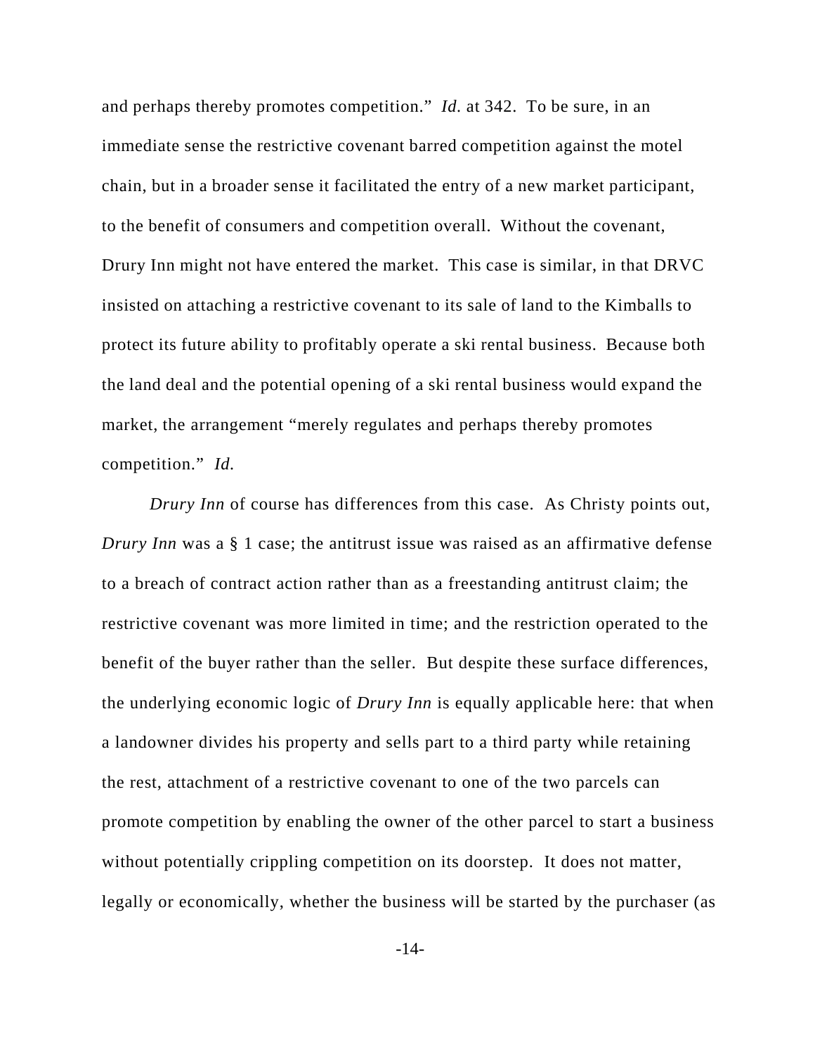and perhaps thereby promotes competition." *Id.* at 342. To be sure, in an immediate sense the restrictive covenant barred competition against the motel chain, but in a broader sense it facilitated the entry of a new market participant, to the benefit of consumers and competition overall. Without the covenant, Drury Inn might not have entered the market. This case is similar, in that DRVC insisted on attaching a restrictive covenant to its sale of land to the Kimballs to protect its future ability to profitably operate a ski rental business. Because both the land deal and the potential opening of a ski rental business would expand the market, the arrangement "merely regulates and perhaps thereby promotes competition." *Id.*

*Drury Inn* of course has differences from this case. As Christy points out, *Drury Inn* was a § 1 case; the antitrust issue was raised as an affirmative defense to a breach of contract action rather than as a freestanding antitrust claim; the restrictive covenant was more limited in time; and the restriction operated to the benefit of the buyer rather than the seller. But despite these surface differences, the underlying economic logic of *Drury Inn* is equally applicable here: that when a landowner divides his property and sells part to a third party while retaining the rest, attachment of a restrictive covenant to one of the two parcels can promote competition by enabling the owner of the other parcel to start a business without potentially crippling competition on its doorstep. It does not matter, legally or economically, whether the business will be started by the purchaser (as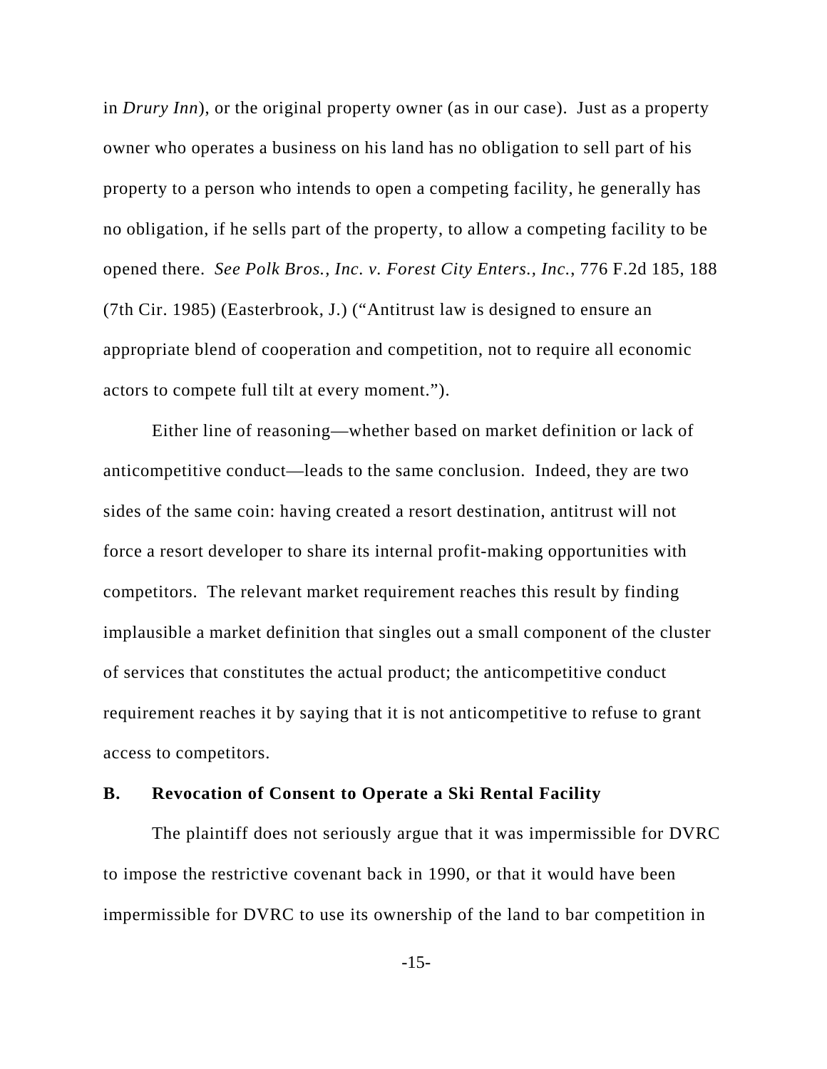in *Drury Inn*), or the original property owner (as in our case). Just as a property owner who operates a business on his land has no obligation to sell part of his property to a person who intends to open a competing facility, he generally has no obligation, if he sells part of the property, to allow a competing facility to be opened there. *See Polk Bros., Inc. v. Forest City Enters., Inc.*, 776 F.2d 185, 188 (7th Cir. 1985) (Easterbrook, J.) ("Antitrust law is designed to ensure an appropriate blend of cooperation and competition, not to require all economic actors to compete full tilt at every moment.").

Either line of reasoning—whether based on market definition or lack of anticompetitive conduct—leads to the same conclusion. Indeed, they are two sides of the same coin: having created a resort destination, antitrust will not force a resort developer to share its internal profit-making opportunities with competitors. The relevant market requirement reaches this result by finding implausible a market definition that singles out a small component of the cluster of services that constitutes the actual product; the anticompetitive conduct requirement reaches it by saying that it is not anticompetitive to refuse to grant access to competitors.

### B. Revocation of Consent to Operate a Ski Rental Facility

The plaintiff does not seriously argue that it was impermissible for DVRC to impose the restrictive covenant back in 1990, or that it would have been impermissible for DVRC to use its ownership of the land to bar competition in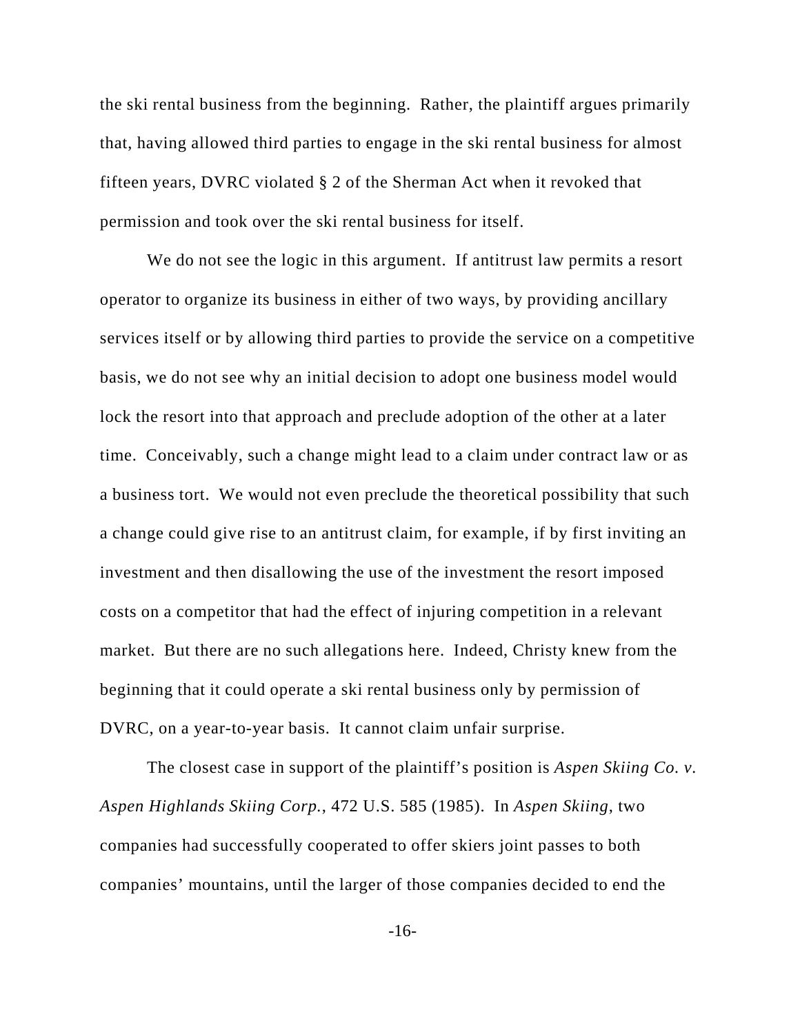the ski rental business from the beginning. Rather, the plaintiff argues primarily that, having allowed third parties to engage in the ski rental business for almost fifteen years, DVRC violated § 2 of the Sherman Act when it revoked that permission and took over the ski rental business for itself.

We do not see the logic in this argument. If antitrust law permits a resort operator to organize its business in either of two ways, by providing ancillary services itself or by allowing third parties to provide the service on a competitive basis, we do not see why an initial decision to adopt one business model would lock the resort into that approach and preclude adoption of the other at a later time. Conceivably, such a change might lead to a claim under contract law or as a business tort. We would not even preclude the theoretical possibility that such a change could give rise to an antitrust claim, for example, if by first inviting an investment and then disallowing the use of the investment the resort imposed costs on a competitor that had the effect of injuring competition in a relevant market. But there are no such allegations here. Indeed, Christy knew from the beginning that it could operate a ski rental business only by permission of DVRC, on a year-to-year basis. It cannot claim unfair surprise.

The closest case in support of the plaintiff's position is *Aspen Skiing Co. v. Aspen Highlands Skiing Corp.*, 472 U.S. 585 (1985). In *Aspen Skiing*, two companies had successfully cooperated to offer skiers joint passes to both companies' mountains, until the larger of those companies decided to end the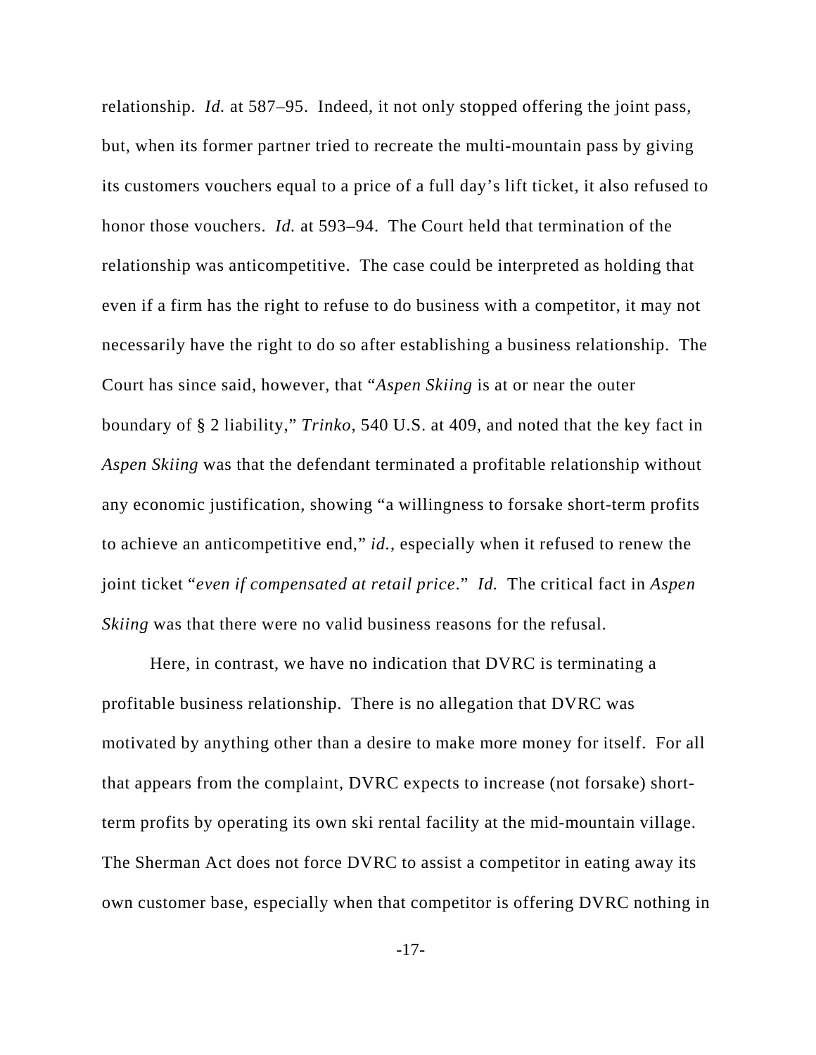relationship. *Id.* at 587–95. Indeed, it not only stopped offering the joint pass, but, when its former partner tried to recreate the multi-mountain pass by giving its customers vouchers equal to a price of a full day's lift ticket, it also refused to honor those vouchers. *Id.* at 593–94. The Court held that termination of the relationship was anticompetitive. The case could be interpreted as holding that even if a firm has the right to refuse to do business with a competitor, it may not necessarily have the right to do so after establishing a business relationship. The Court has since said, however, that "*Aspen Skiing* is at or near the outer boundary of § 2 liability," *Trinko*, 540 U.S. at 409, and noted that the key fact in *Aspen Skiing* was that the defendant terminated a profitable relationship without any economic justification, showing "a willingness to forsake short-term profits to achieve an anticompetitive end," *id.*, especially when it refused to renew the joint ticket "*even if compensated at retail price*." *Id.* The critical fact in *Aspen Skiing* was that there were no valid business reasons for the refusal.

Here, in contrast, we have no indication that DVRC is terminating a profitable business relationship. There is no allegation that DVRC was motivated by anything other than a desire to make more money for itself. For all that appears from the complaint, DVRC expects to increase (not forsake) short-term profits by operating its own ski rental facility at the mid-mountain village. The Sherman Act does not force DVRC to assist a competitor in eating away its own customer base, especially when that competitor is offering DVRC nothing in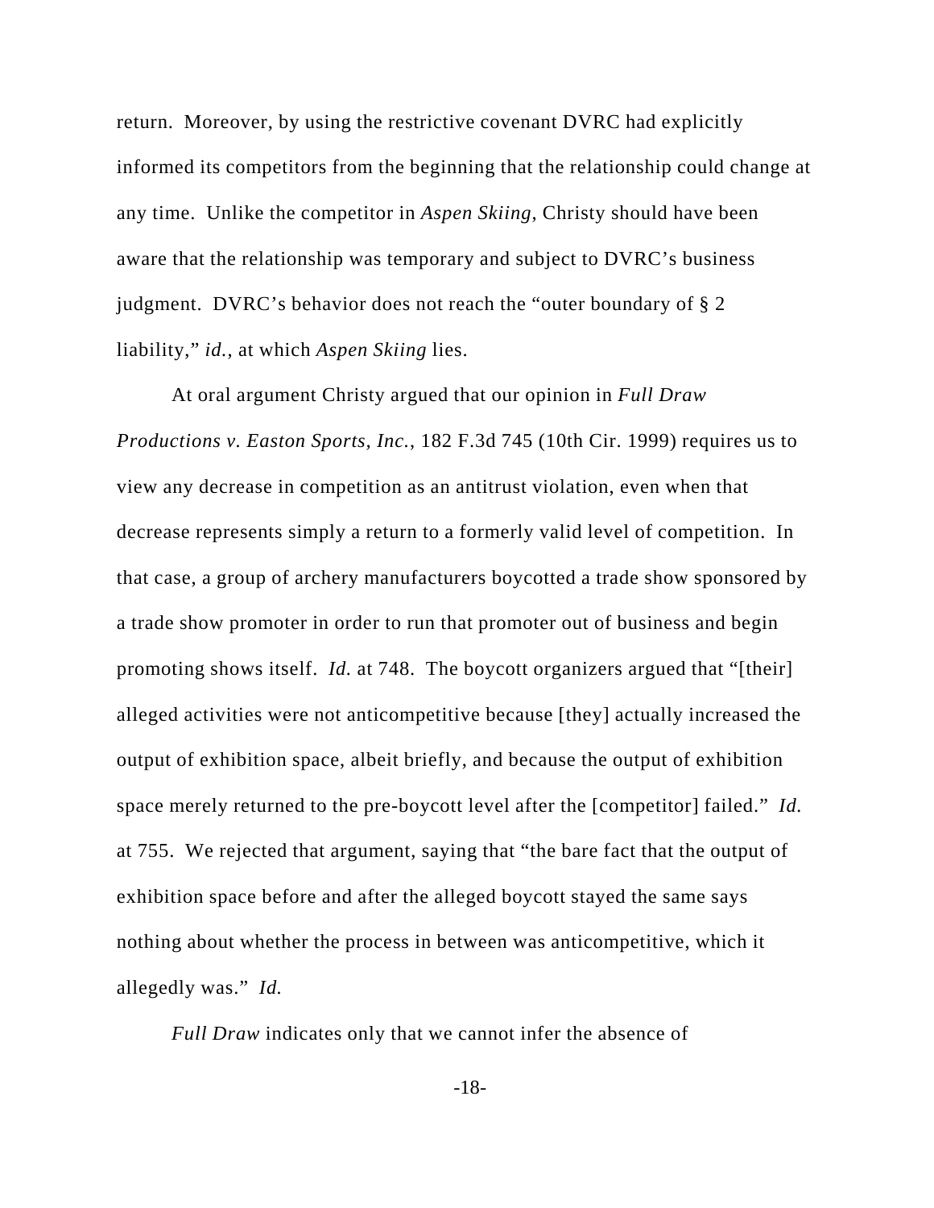return. Moreover, by using the restrictive covenant DVRC had explicitly informed its competitors from the beginning that the relationship could change at any time. Unlike the competitor in *Aspen Skiing*, Christy should have been aware that the relationship was temporary and subject to DVRC's business judgment. DVRC's behavior does not reach the "outer boundary of § 2 liability," *id.*, at which *Aspen Skiing* lies.

At oral argument Christy argued that our opinion in *Full Draw Productions v. Easton Sports, Inc.*, 182 F.3d 745 (10th Cir. 1999) requires us to view any decrease in competition as an antitrust violation, even when that decrease represents simply a return to a formerly valid level of competition. In that case, a group of archery manufacturers boycotted a trade show sponsored by a trade show promoter in order to run that promoter out of business and begin promoting shows itself. *Id.* at 748. The boycott organizers argued that "[their] alleged activities were not anticompetitive because [they] actually increased the output of exhibition space, albeit briefly, and because the output of exhibition space merely returned to the pre-boycott level after the [competitor] failed." *Id.* at 755. We rejected that argument, saying that "the bare fact that the output of exhibition space before and after the alleged boycott stayed the same says nothing about whether the process in between was anticompetitive, which it allegedly was." *Id.*

*Full Draw* indicates only that we cannot infer the absence of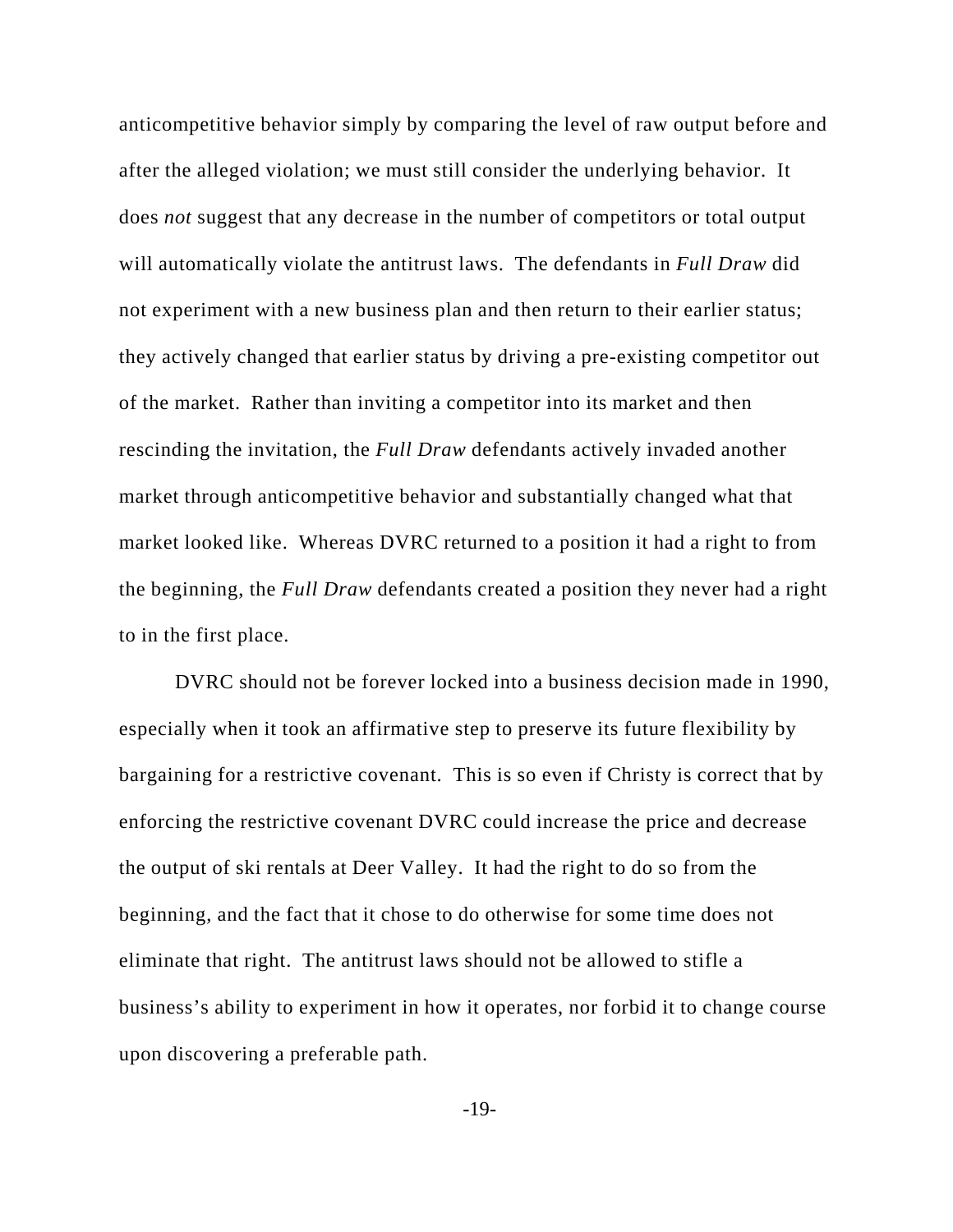anticompetitive behavior simply by comparing the level of raw output before and after the alleged violation; we must still consider the underlying behavior. It does *not* suggest that any decrease in the number of competitors or total output will automatically violate the antitrust laws. The defendants in *Full Draw* did not experiment with a new business plan and then return to their earlier status; they actively changed that earlier status by driving a pre-existing competitor out of the market. Rather than inviting a competitor into its market and then rescinding the invitation, the *Full Draw* defendants actively invaded another market through anticompetitive behavior and substantially changed what that market looked like. Whereas DVRC returned to a position it had a right to from the beginning, the *Full Draw* defendants created a position they never had a right to in the first place.

DVRC should not be forever locked into a business decision made in 1990, especially when it took an affirmative step to preserve its future flexibility by bargaining for a restrictive covenant. This is so even if Christy is correct that by enforcing the restrictive covenant DVRC could increase the price and decrease the output of ski rentals at Deer Valley. It had the right to do so from the beginning, and the fact that it chose to do otherwise for some time does not eliminate that right. The antitrust laws should not be allowed to stifle a business's ability to experiment in how it operates, nor forbid it to change course upon discovering a preferable path.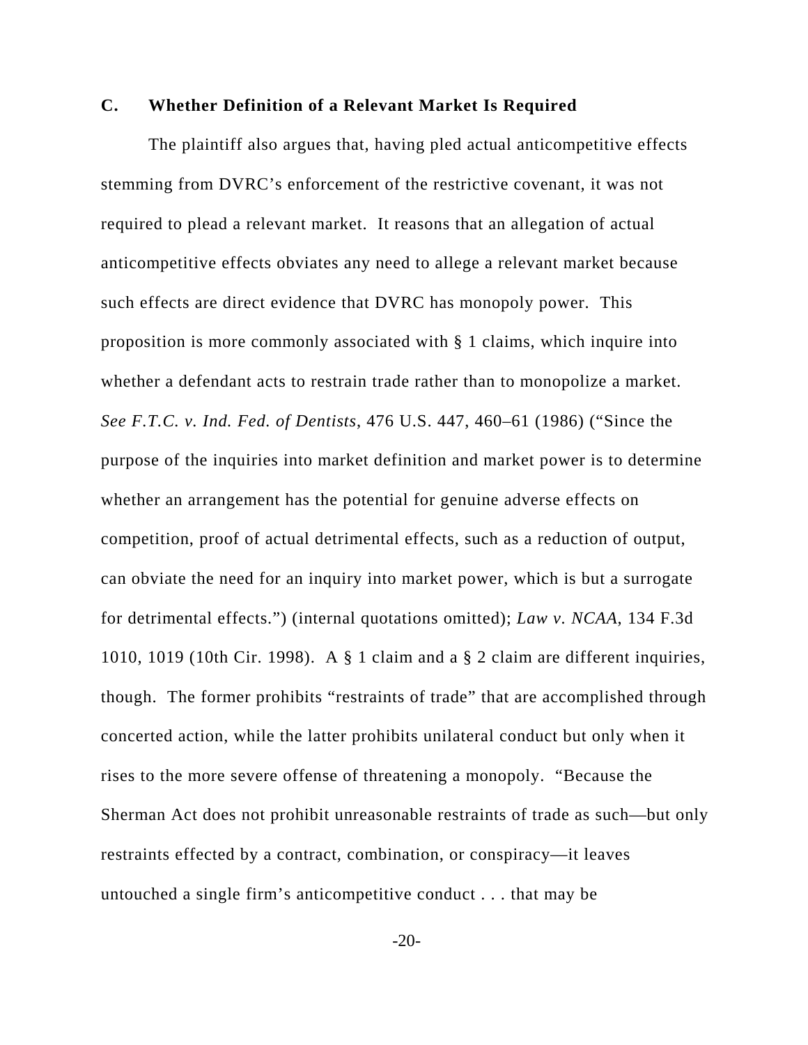### C. Whether Definition of a Relevant Market Is Required

The plaintiff also argues that, having pled actual anticompetitive effects stemming from DVRC's enforcement of the restrictive covenant, it was not required to plead a relevant market. It reasons that an allegation of actual anticompetitive effects obviates any need to allege a relevant market because such effects are direct evidence that DVRC has monopoly power. This proposition is more commonly associated with § 1 claims, which inquire into whether a defendant acts to restrain trade rather than to monopolize a market. *See F.T.C. v. Ind. Fed. of Dentists*, 476 U.S. 447, 460–61 (1986) ("Since the purpose of the inquiries into market definition and market power is to determine whether an arrangement has the potential for genuine adverse effects on competition, proof of actual detrimental effects, such as a reduction of output, can obviate the need for an inquiry into market power, which is but a surrogate for detrimental effects.") (internal quotations omitted); *Law v. NCAA*, 134 F.3d 1010, 1019 (10th Cir. 1998). A § 1 claim and a § 2 claim are different inquiries, though. The former prohibits "restraints of trade" that are accomplished through concerted action, while the latter prohibits unilateral conduct but only when it rises to the more severe offense of threatening a monopoly. "Because the Sherman Act does not prohibit unreasonable restraints of trade as such—but only restraints effected by a contract, combination, or conspiracy—it leaves untouched a single firm's anticompetitive conduct . . . that may be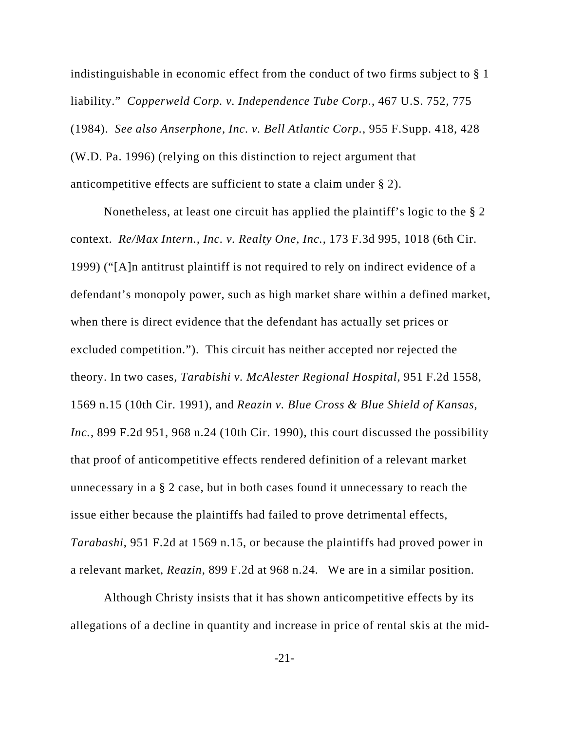indistinguishable in economic effect from the conduct of two firms subject to § 1 liability." *Copperweld Corp. v. Independence Tube Corp.*, 467 U.S. 752, 775 (1984). *See also Anserphone, Inc. v. Bell Atlantic Corp.*, 955 F.Supp. 418, 428 (W.D. Pa. 1996) (relying on this distinction to reject argument that anticompetitive effects are sufficient to state a claim under § 2).

Nonetheless, at least one circuit has applied the plaintiff's logic to the § 2 context. *Re/Max Intern., Inc. v. Realty One, Inc.*, 173 F.3d 995, 1018 (6th Cir. 1999) ("[A]n antitrust plaintiff is not required to rely on indirect evidence of a defendant's monopoly power, such as high market share within a defined market, when there is direct evidence that the defendant has actually set prices or excluded competition."). This circuit has neither accepted nor rejected the theory. In two cases, *Tarabishi v. McAlester Regional Hospital*, 951 F.2d 1558, 1569 n.15 (10th Cir. 1991), and *Reazin v. Blue Cross & Blue Shield of Kansas, Inc.*, 899 F.2d 951, 968 n.24 (10th Cir. 1990), this court discussed the possibility that proof of anticompetitive effects rendered definition of a relevant market unnecessary in a § 2 case, but in both cases found it unnecessary to reach the issue either because the plaintiffs had failed to prove detrimental effects, *Tarabashi*, 951 F.2d at 1569 n.15, or because the plaintiffs had proved power in a relevant market, *Reazin*, 899 F.2d at 968 n.24. We are in a similar position.

Although Christy insists that it has shown anticompetitive effects by its allegations of a decline in quantity and increase in price of rental skis at the mid-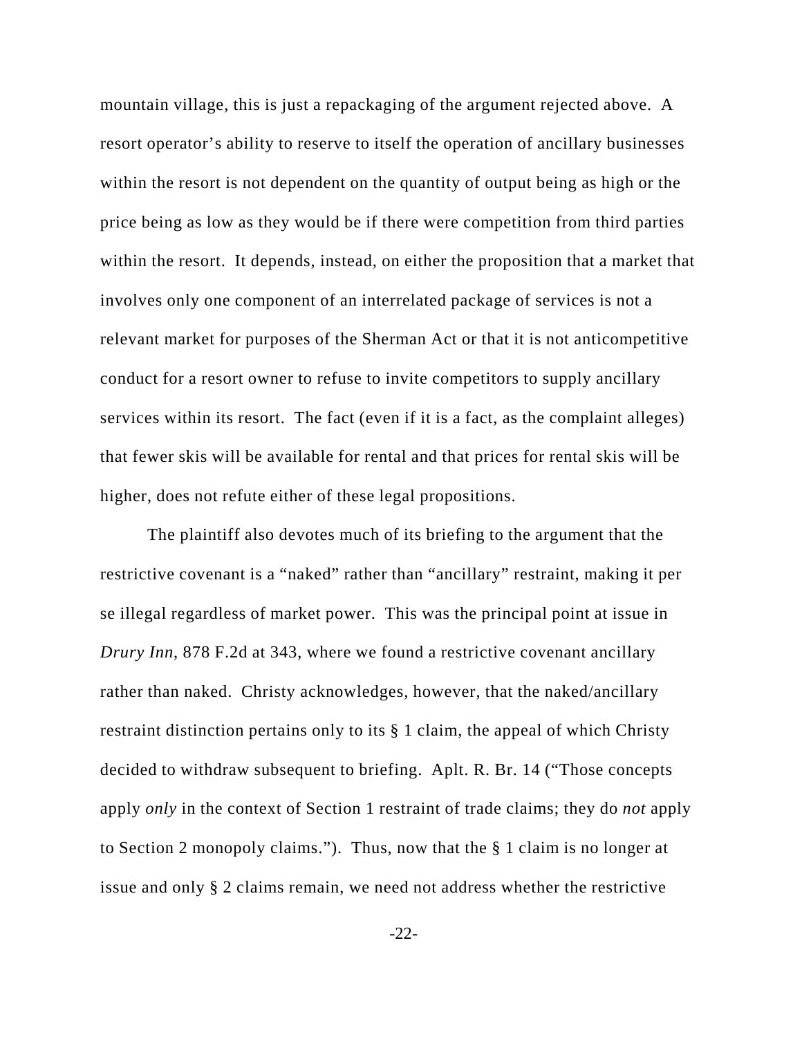mountain village, this is just a repackaging of the argument rejected above. A resort operator's ability to reserve to itself the operation of ancillary businesses within the resort is not dependent on the quantity of output being as high or the price being as low as they would be if there were competition from third parties within the resort. It depends, instead, on either the proposition that a market that involves only one component of an interrelated package of services is not a relevant market for purposes of the Sherman Act or that it is not anticompetitive conduct for a resort owner to refuse to invite competitors to supply ancillary services within its resort. The fact (even if it is a fact, as the complaint alleges) that fewer skis will be available for rental and that prices for rental skis will be higher, does not refute either of these legal propositions.

The plaintiff also devotes much of its briefing to the argument that the restrictive covenant is a "naked" rather than "ancillary" restraint, making it per se illegal regardless of market power. This was the principal point at issue in *Drury Inn*, 878 F.2d at 343, where we found a restrictive covenant ancillary rather than naked. Christy acknowledges, however, that the naked/ancillary restraint distinction pertains only to its § 1 claim, the appeal of which Christy decided to withdraw subsequent to briefing. Aplt. R. Br. 14 ("Those concepts apply *only* in the context of Section 1 restraint of trade claims; they do *not* apply to Section 2 monopoly claims."). Thus, now that the § 1 claim is no longer at issue and only § 2 claims remain, we need not address whether the restrictive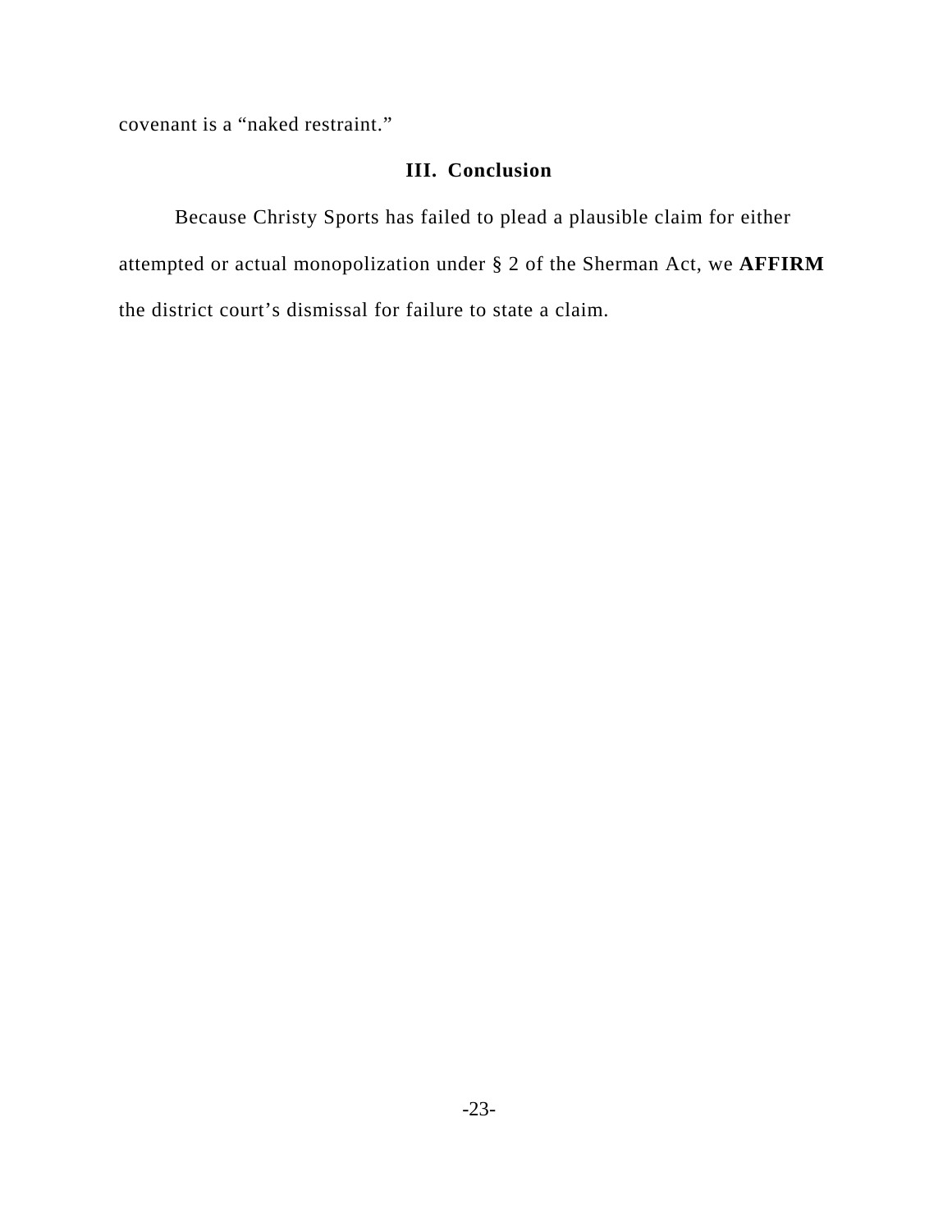covenant is a "naked restraint."

### III. Conclusion

Because Christy Sports has failed to plead a plausible claim for either attempted or actual monopolization under § 2 of the Sherman Act, we **AFFIRM** the district court's dismissal for failure to state a claim.